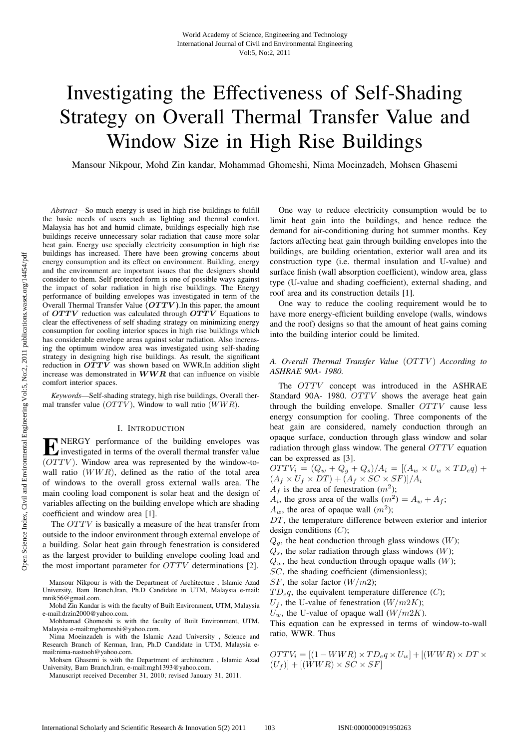# Investigating the Effectiveness of Self-Shading Strategy on Overall Thermal Transfer Value and Window Size in High Rise Buildings

Mansour Nikpour, Mohd Zin kandar, Mohammad Ghomeshi, Nima Moeinzadeh, Mohsen Ghasemi

*Abstract*—So much energy is used in high rise buildings to fulfill the basic needs of users such as lighting and thermal comfort. Malaysia has hot and humid climate, buildings especially high rise buildings receive unnecessary solar radiation that cause more solar heat gain. Energy use specially electricity consumption in high rise buildings has increased. There have been growing concerns about energy consumption and its effect on environment. Building, energy and the environment are important issues that the designers should consider to them. Self protected form is one of possible ways against the impact of solar radiation in high rise buildings. The Energy performance of building envelopes was investigated in term of the Overall Thermal Transfer Value $(\boldsymbol{OTTV})$.In this paper, the amount of $\boldsymbol{OTTV}$ reduction was calculated through $\boldsymbol{OTTV}$ Equations to clear the effectiveness of self shading strategy on minimizing energy consumption for cooling interior spaces in high rise buildings which has considerable envelope areas against solar radiation. Also increasing the optimum window area was investigated using self-shading strategy in designing high rise buildings. As result, the significant reduction in $\boldsymbol{OTTV}$ was shown based on WWR.In addition slight increase was demonstrated in $\boldsymbol{WWR}$ that can influence on visible comfort interior spaces.

*Keywords*—Self-shading strategy, high rise buildings, Overall thermal transfer value $(OTTV)$, Window to wall ratio $(WWR)$.

## I. Introduction

ENERGY performance of the building envelopes was investigated in terms of the overall thermal transfer value $(OTTV)$. Window area was represented by the window-to-wall ratio $(WWR)$, defined as the ratio of the total area of windows to the overall gross external walls area. The main cooling load component is solar heat and the design of variables affecting on the building envelope which are shading coefficient and window area [1].

The $OTTV$ is basically a measure of the heat transfer from outside to the indoor environment through external envelope of a building. Solar heat gain through fenestration is considered as the largest provider to building envelope cooling load and the most important parameter for $OTTV$ determinations [2].

Mansour Nikpour is with the Department of Architecture , Islamic Azad University, Bam Branch,Iran, Ph.D Candidate in UTM, Malaysia e-mail: mnik56@gmail.com.

Mohd Zin Kandar is with the faculty of Built Environment, UTM, Malaysia e-mail:drzin2000@yahoo.com.

Mohhamad Ghomeshi is with the faculty of Built Environment, UTM, Malaysia e-mail:mghomeshi@yahoo.com.

Nima Moeinzadeh is with the Islamic Azad University , Science and Research Branch of Kerman, Iran, Ph.D Candidate in UTM, Malaysia e-mail:nima-nastooh@yahoo.com.

Mohsen Ghasemi is with the Department of architecture , Islamic Azad University, Bam Branch,Iran, e-mail:mgh1393@yahoo.com.

Manuscript received December 31, 2010; revised January 31, 2011.

One way to reduce electricity consumption would be to limit heat gain into the buildings, and hence reduce the demand for air-conditioning during hot summer months. Key factors affecting heat gain through building envelopes into the buildings, are building orientation, exterior wall area and its construction type (i.e. thermal insulation and U-value) and surface finish (wall absorption coefficient), window area, glass type (U-value and shading coefficient), external shading, and roof area and its construction details [1].

One way to reduce the cooling requirement would be to have more energy-efficient building envelope (walls, windows and the roof) designs so that the amount of heat gains coming into the building interior could be limited.

### A. Overall Thermal Transfer Value $(OTTV)$ According to ASHRAE 90A- 1980.

The $OTTV$ concept was introduced in the ASHRAE Standard 90A- 1980. $OTTV$ shows the average heat gain through the building envelope. Smaller $OTTV$ cause less energy consumption for cooling. Three components of the heat gain are considered, namely conduction through an opaque surface, conduction through glass window and solar radiation through glass window. The general $OTTV$ equation can be expressed as [3].

$$OTTV_i = (Q_w + Q_g + Q_s)/A_i = [(A_w \times U_w \times TD_eq) + (A_f \times U_f \times DT) + (A_f \times SC \times SF)]/A_i$$

$A_f$ is the area of fenestration $(m^2)$;
$A_i$, the gross area of the walls $(m^2) = A_w + A_f$;
$A_w$, the area of opaque wall $(m^2)$;
$DT$, the temperature difference between exterior and interior design conditions $(C)$;
$Q_g$, the heat conduction through glass windows $(W)$;
$Q_s$, the solar radiation through glass windows $(W)$;
$Q_w$, the heat conduction through opaque walls $(W)$;
$SC$, the shading coefficient (dimensionless);
$SF$, the solar factor $(W/m2)$;
$TD_eq$, the equivalent temperature difference $(C)$;
$U_f$, the U-value of fenestration $(W/m2K)$;
$U_w$, the U-value of opaque wall $(W/m2K)$.

This equation can be expressed in terms of window-to-wall ratio, WWR. Thus

$$OTTV_i = [(1 - WWR) \times TD_eq \times U_w] + [(WWR) \times DT \times (U_f)] + [(WWR) \times SC \times SF]$$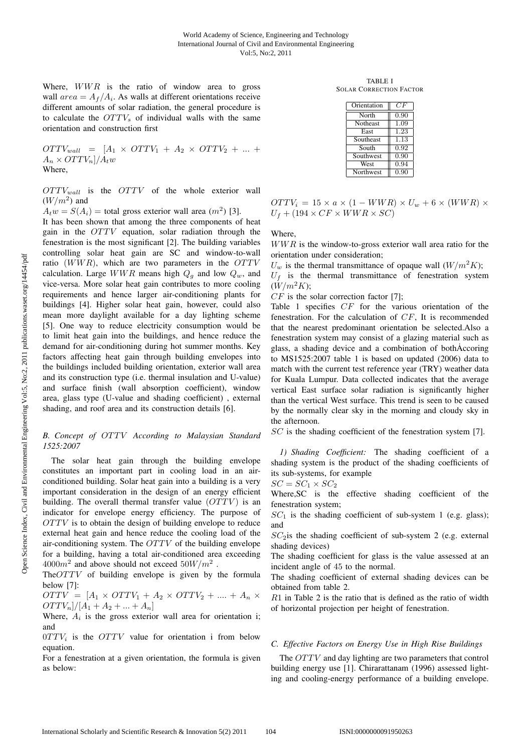Where, $WWR$ is the ratio of window area to gross wall $area = A_f/A_i$. As walls at different orientations receive different amounts of solar radiation, the general procedure is to calculate the $OTTV_s$ of individual walls with the same orientation and construction first

$OTTV_{wall} = [A_1 \times OTTV_1 + A_2 \times OTTV_2 + ... + A_n \times OTTV_n]/A_t w$

Where,

$OTTV_{wall}$ is the $OTTV$ of the whole exterior wall $(W/m^2)$ and

$A_t w = S(A_i)$ = total gross exterior wall area $(m^2)$ [3].

It has been shown that among the three components of heat gain in the $OTTV$ equation, solar radiation through the fenestration is the most significant [2]. The building variables controlling solar heat gain are SC and window-to-wall ratio ($WWR$), which are two parameters in the $OTTV$ calculation. Large $WWR$ means high $Q_g$ and low $Q_w$, and vice-versa. More solar heat gain contributes to more cooling requirements and hence larger air-conditioning plants for buildings [4]. Higher solar heat gain, however, could also mean more daylight available for a day lighting scheme [5]. One way to reduce electricity consumption would be to limit heat gain into the buildings, and hence reduce the demand for air-conditioning during hot summer months. Key factors affecting heat gain through building envelopes into the buildings included building orientation, exterior wall area and its construction type (i.e. thermal insulation and U-value) and surface finish (wall absorption coefficient), window area, glass type (U-value and shading coefficient) , external shading, and roof area and its construction details [6].

### B. Concept of $OTTV$ According to Malaysian Standard 1525:2007

The solar heat gain through the building envelope constitutes an important part in cooling load in an air-conditioned building. Solar heat gain into a building is a very important consideration in the design of an energy efficient building. The overall thermal transfer value ($OTTV$) is an indicator for envelope energy efficiency. The purpose of $OTTV$ is to obtain the design of building envelope to reduce external heat gain and hence reduce the cooling load of the air-conditioning system. The $OTTV$ of the building envelope for a building, having a total air-conditioned area exceeding $4000m^2$ and above should not exceed $50W/m^2$ .

The$OTTV$ of building envelope is given by the formula below [7]:

$OTTV = [A_1 \times OTTV_1 + A_2 \times OTTV_2 + .... + A_n \times OTTV_n]/[A_1 + A_2 + ... + A_n]$

Where, $A_i$ is the gross exterior wall area for orientation i; and

$0TTV_i$ is the $OTTV$ value for orientation i from below equation.

For a fenestration at a given orientation, the formula is given as below:

TABLE I
SOLAR CORRECTION FACTOR

| Orientation | $CF$ |
|---|---|
| North | 0.90 |
| Notheast | 1.09 |
| East | 1.23 |
| Southeast | 1.13 |
| South | 0.92 |
| Southwest | 0.90 |
| West | 0.94 |
| Northwest | 0.90 |

$OTTV_i = 15 \times a \times (1 - WWR) \times U_w + 6 \times (WWR) \times U_f + (194 \times CF \times WWR \times SC)$

Where,

$WWR$ is the window-to-gross exterior wall area ratio for the orientation under consideration;

$U_w$ is the thermal transmittance of opaque wall $(W/m^2K)$;

$U_f$ is the thermal transmittance of fenestration system $(W/m^2K)$;

$CF$ is the solar correction factor [7];

Table 1 specifies $CF$ for the various orientation of the fenestration. For the calculation of $CF$, It is recommended that the nearest predominant orientation be selected.Also a fenestration system may consist of a glazing material such as glass, a shading device and a combination of bothÀccoring to MS1525:2007 table 1 is based on updated (2006) data to match with the current test reference year (TRY) weather data for Kuala Lumpur. Data collected indicates that the average vertical East surface solar radiation is significantly higher than the vertical West surface. This trend is seen to be caused by the normally clear sky in the morning and cloudy sky in the afternoon.

$SC$ is the shading coefficient of the fenestration system [7].

#### 1) Shading Coefficient:

The shading coefficient of a shading system is the product of the shading coefficients of its sub-systems, for example

$SC = SC_1 \times SC_2$

Where,SC is the effective shading coefficient of the fenestration system;

$SC_1$ is the shading coefficient of sub-system 1 (e.g. glass); and

$SC_2$is the shading coefficient of sub-system 2 (e.g. external shading devices)

The shading coefficient for glass is the value assessed at an incident angle of 45 to the normal.

The shading coefficient of external shading devices can be obtained from table 2.

$R1$ in Table 2 is the ratio that is defined as the ratio of width of horizontal projection per height of fenestration.

### C. Effective Factors on Energy Use in High Rise Buildings

The $OTTV$ and day lighting are two parameters that control building energy use [1]. Chirarattanam (1996) assessed lighting and cooling-energy performance of a building envelope.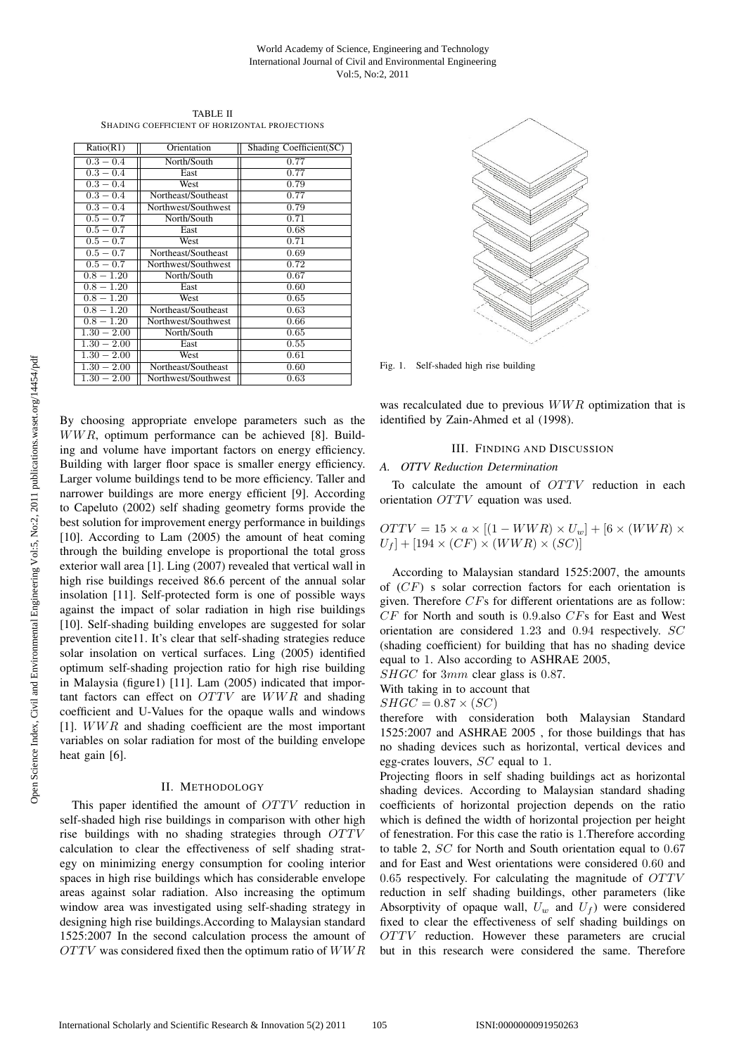TABLE II
SHADING COEFFICIENT OF HORIZONTAL PROJECTIONS

| Ratio(R1) | Orientation | Shading Coefficient(SC) |
|---|---|---|
| $0.3-0.4$ | North/South | 0.77 |
| $0.3-0.4$ | East | 0.77 |
| $0.3-0.4$ | West | 0.79 |
| $0.3-0.4$ | Northeast/Southeast | 0.77 |
| $0.3-0.4$ | Northwest/Southwest | 0.79 |
| $0.5-0.7$ | North/South | 0.71 |
| $0.5-0.7$ | East | 0.68 |
| $0.5-0.7$ | West | 0.71 |
| $0.5-0.7$ | Northeast/Southeast | 0.69 |
| $0.5-0.7$ | Northwest/Southwest | 0.72 |
| $0.8-1.20$ | North/South | 0.67 |
| $0.8-1.20$ | East | 0.60 |
| $0.8-1.20$ | West | 0.65 |
| $0.8-1.20$ | Northeast/Southeast | 0.63 |
| $0.8-1.20$ | Northwest/Southwest | 0.66 |
| $1.30-2.00$ | North/South | 0.65 |
| $1.30-2.00$ | East | 0.55 |
| $1.30-2.00$ | West | 0.61 |
| $1.30-2.00$ | Northeast/Southeast | 0.60 |
| $1.30-2.00$ | Northwest/Southwest | 0.63 |

By choosing appropriate envelope parameters such as the $WWR$, optimum performance can be achieved [8]. Building and volume have important factors on energy efficiency. Building with larger floor space is smaller energy efficiency. Larger volume buildings tend to be more efficiency. Taller and narrower buildings are more energy efficient [9]. According to Capeluto (2002) self shading geometry forms provide the best solution for improvement energy performance in buildings [10]. According to Lam (2005) the amount of heat coming through the building envelope is proportional the total gross exterior wall area [1]. Ling (2007) revealed that vertical wall in high rise buildings received 86.6 percent of the annual solar insolation [11]. Self-protected form is one of possible ways against the impact of solar radiation in high rise buildings [10]. Self-shading building envelopes are suggested for solar prevention cite11. It's clear that self-shading strategies reduce solar insolation on vertical surfaces. Ling (2005) identified optimum self-shading projection ratio for high rise building in Malaysia (figure1) [11]. Lam (2005) indicated that important factors can effect on $OTTV$ are $WWR$ and shading coefficient and U-Values for the opaque walls and windows [1]. $WWR$ and shading coefficient are the most important variables on solar radiation for most of the building envelope heat gain [6].

## II. Methodology

This paper identified the amount of $OTTV$ reduction in self-shaded high rise buildings in comparison with other high rise buildings with no shading strategies through $OTTV$ calculation to clear the effectiveness of self shading strategy on minimizing energy consumption for cooling interior spaces in high rise buildings which has considerable envelope areas against solar radiation. Also increasing the optimum window area was investigated using self-shading strategy in designing high rise buildings.According to Malaysian standard 1525:2007 In the second calculation process the amount of $OTTV$ was considered fixed then the optimum ratio of $WWR$ was recalculated due to previous $WWR$ optimization that is identified by Zain-Ahmed et al (1998).

Fig. 1. Self-shaded high rise building

## III. Finding and Discussion

### A. OTTV Reduction Determination

To calculate the amount of $OTTV$ reduction in each orientation $OTTV$ equation was used.

$$OTTV = 15 \times a \times [(1 - WWR) \times U_w] + [6 \times (WWR) \times U_f] + [194 \times (CF) \times (WWR) \times (SC)]$$

According to Malaysian standard 1525:2007, the amounts of $(CF)$ s solar correction factors for each orientation is given. Therefore $CF$s for different orientations are as follow: $CF$ for North and south is 0.9.also $CF$s for East and West orientation are considered 1.23 and 0.94 respectively. $SC$ (shading coefficient) for building that has no shading device equal to 1. Also according to ASHRAE 2005,

$SHGC$ for $3mm$ clear glass is 0.87.

With taking in to account that

$SHGC = 0.87 \times (SC)$

therefore with consideration both Malaysian Standard 1525:2007 and ASHRAE 2005 , for those buildings that has no shading devices such as horizontal, vertical devices and egg-crates louvers, $SC$ equal to 1.

Projecting floors in self shading buildings act as horizontal shading devices. According to Malaysian standard shading coefficients of horizontal projection depends on the ratio which is defined the width of horizontal projection per height of fenestration. For this case the ratio is 1.Therefore according to table 2, $SC$ for North and South orientation equal to 0.67 and for East and West orientations were considered 0.60 and 0.65 respectively. For calculating the magnitude of $OTTV$ reduction in self shading buildings, other parameters (like Absorptivity of opaque wall, $U_w$ and $U_f$) were considered fixed to clear the effectiveness of self shading buildings on $OTTV$ reduction. However these parameters are crucial but in this research were considered the same. Therefore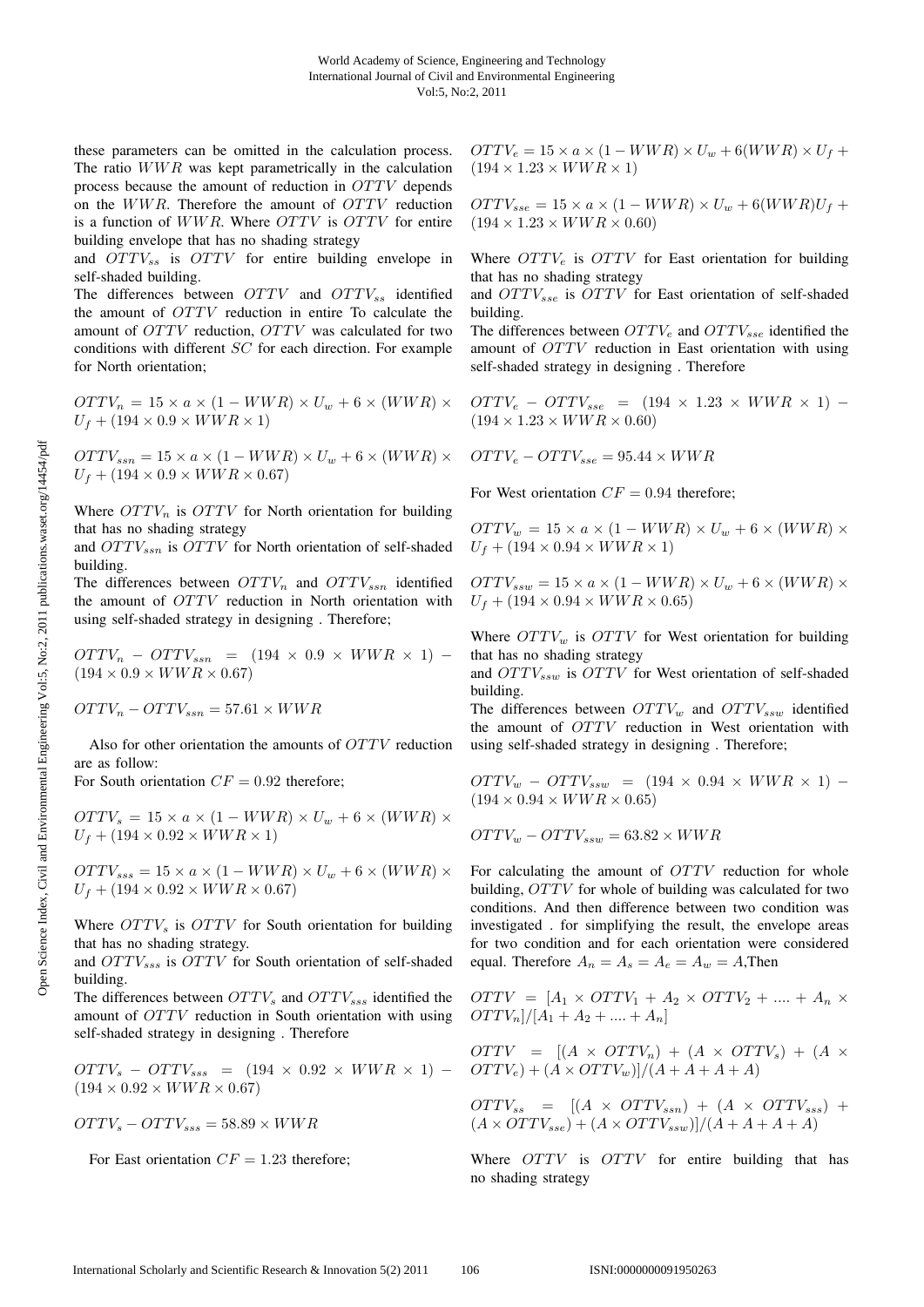these parameters can be omitted in the calculation process. The ratio $WWR$ was kept parametrically in the calculation process because the amount of reduction in $OTTV$ depends on the $WWR$. Therefore the amount of $OTTV$ reduction is a function of $WWR$. Where $OTTV$ is $OTTV$ for entire building envelope that has no shading strategy
and $OTTV_{ss}$ is $OTTV$ for entire building envelope in self-shaded building.
The differences between $OTTV$ and $OTTV_{ss}$ identified the amount of $OTTV$ reduction in entire To calculate the amount of $OTTV$ reduction, $OTTV$ was calculated for two conditions with different $SC$ for each direction. For example for North orientation;

$$OTTV_n = 15 \times a \times (1 - WWR) \times U_w + 6 \times (WWR) \times U_f + (194 \times 0.9 \times WWR \times 1)$$

$$OTTV_{ssn} = 15 \times a \times (1 - WWR) \times U_w + 6 \times (WWR) \times U_f + (194 \times 0.9 \times WWR \times 0.67)$$

Where $OTTV_n$ is $OTTV$ for North orientation for building that has no shading strategy
and $OTTV_{ssn}$ is $OTTV$ for North orientation of self-shaded building.
The differences between $OTTV_n$ and $OTTV_{ssn}$ identified the amount of $OTTV$ reduction in North orientation with using self-shaded strategy in designing . Therefore;

$$OTTV_n - OTTV_{ssn} = (194 \times 0.9 \times WWR \times 1) - (194 \times 0.9 \times WWR \times 0.67)$$

$$OTTV_n - OTTV_{ssn} = 57.61 \times WWR$$

Also for other orientation the amounts of $OTTV$ reduction are as follow:
For South orientation $CF = 0.92$ therefore;

$$OTTV_s = 15 \times a \times (1 - WWR) \times U_w + 6 \times (WWR) \times U_f + (194 \times 0.92 \times WWR \times 1)$$

$$OTTV_{sss} = 15 \times a \times (1 - WWR) \times U_w + 6 \times (WWR) \times U_f + (194 \times 0.92 \times WWR \times 0.67)$$

Where $OTTV_s$ is $OTTV$ for South orientation for building that has no shading strategy.
and $OTTV_{sss}$ is $OTTV$ for South orientation of self-shaded building.
The differences between $OTTV_s$ and $OTTV_{sss}$ identified the amount of $OTTV$ reduction in South orientation with using self-shaded strategy in designing . Therefore

$$OTTV_s - OTTV_{sss} = (194 \times 0.92 \times WWR \times 1) - (194 \times 0.92 \times WWR \times 0.67)$$

$$OTTV_s - OTTV_{sss} = 58.89 \times WWR$$

For East orientation $CF = 1.23$ therefore;

$$OTTV_e = 15 \times a \times (1 - WWR) \times U_w + 6(WWR) \times U_f + (194 \times 1.23 \times WWR \times 1)$$

$$OTTV_{sse} = 15 \times a \times (1 - WWR) \times U_w + 6(WWR)U_f + (194 \times 1.23 \times WWR \times 0.60)$$

Where $OTTV_e$ is $OTTV$ for East orientation for building that has no shading strategy
and $OTTV_{sse}$ is $OTTV$ for East orientation of self-shaded building.
The differences between $OTTV_e$ and $OTTV_{sse}$ identified the amount of $OTTV$ reduction in East orientation with using self-shaded strategy in designing . Therefore

$$OTTV_e - OTTV_{sse} = (194 \times 1.23 \times WWR \times 1) - (194 \times 1.23 \times WWR \times 0.60)$$

$$OTTV_e - OTTV_{sse} = 95.44 \times WWR$$

For West orientation $CF = 0.94$ therefore;

$$OTTV_w = 15 \times a \times (1 - WWR) \times U_w + 6 \times (WWR) \times U_f + (194 \times 0.94 \times WWR \times 1)$$

$$OTTV_{ssw} = 15 \times a \times (1 - WWR) \times U_w + 6 \times (WWR) \times U_f + (194 \times 0.94 \times WWR \times 0.65)$$

Where $OTTV_w$ is $OTTV$ for West orientation for building that has no shading strategy
and $OTTV_{ssw}$ is $OTTV$ for West orientation of self-shaded building.
The differences between $OTTV_w$ and $OTTV_{ssw}$ identified the amount of $OTTV$ reduction in West orientation with using self-shaded strategy in designing . Therefore;

$$OTTV_w - OTTV_{ssw} = (194 \times 0.94 \times WWR \times 1) - (194 \times 0.94 \times WWR \times 0.65)$$

$$OTTV_w - OTTV_{ssw} = 63.82 \times WWR$$

For calculating the amount of $OTTV$ reduction for whole building, $OTTV$ for whole of building was calculated for two conditions. And then difference between two condition was investigated . for simplifying the result, the envelope areas for two condition and for each orientation were considered equal. Therefore $A_n = A_s = A_e = A_w = A$,Then

$$OTTV = [A_1 \times OTTV_1 + A_2 \times OTTV_2 + .... + A_n \times OTTV_n]/[A_1 + A_2 + .... + A_n]$$

$$OTTV = [(A \times OTTV_n) + (A \times OTTV_s) + (A \times OTTV_e) + (A \times OTTV_w)]/(A + A + A + A)$$

$$OTTV_{ss} = [(A \times OTTV_{ssn}) + (A \times OTTV_{sss}) + (A \times OTTV_{sse}) + (A \times OTTV_{ssw})]/(A + A + A + A)$$

Where $OTTV$ is $OTTV$ for entire building that has no shading strategy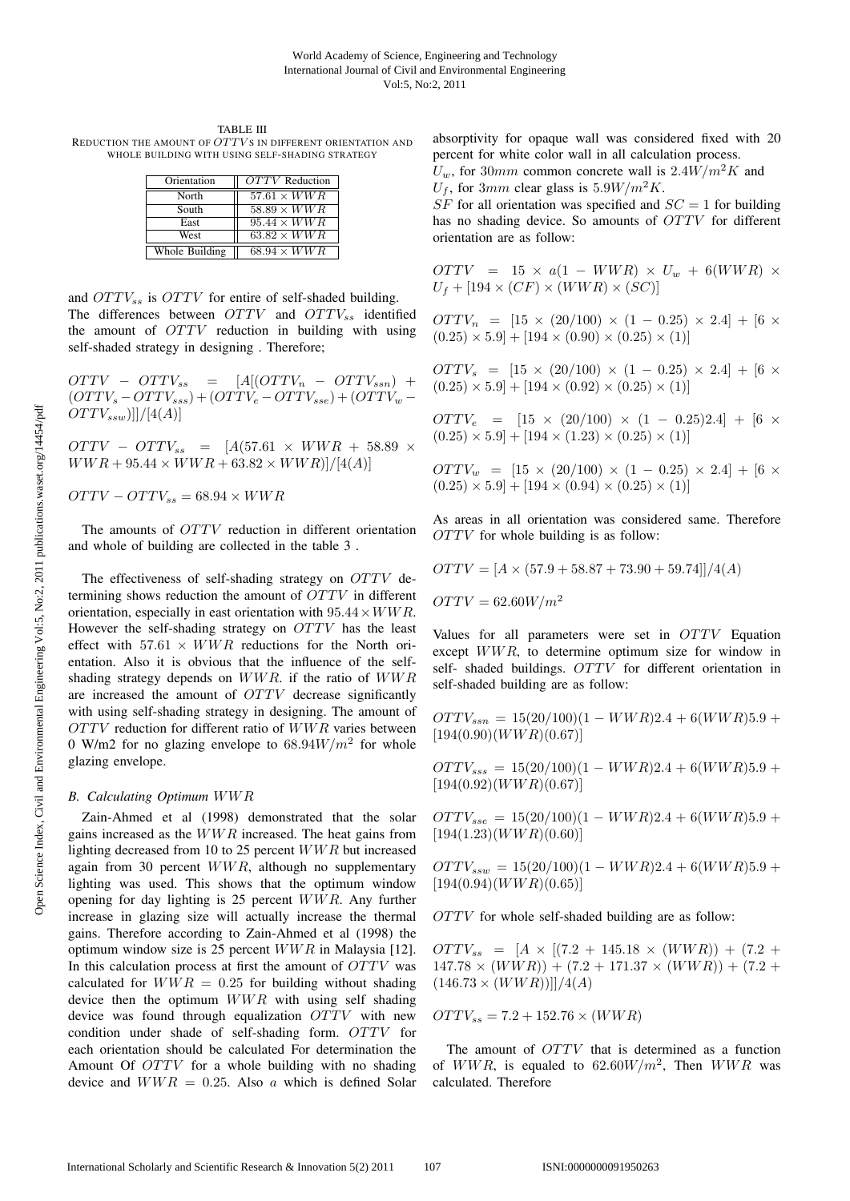TABLE III
REDUCTION THE AMOUNT OF $OTTV$s IN DIFFERENT ORIENTATION AND WHOLE BUILDING WITH USING SELF-SHADING STRATEGY

| Orientation | $OTTV$ Reduction |
|---|---|
| North | $57.61 \times WWR$ |
| South | $58.89 \times WWR$ |
| East | $95.44 \times WWR$ |
| West | $63.82 \times WWR$ |
| Whole Building | $68.94 \times WWR$ |

and $OTTV_{ss}$ is $OTTV$ for entire of self-shaded building. The differences between $OTTV$ and $OTTV_{ss}$ identified the amount of $OTTV$ reduction in building with using self-shaded strategy in designing . Therefore;

$$OTTV - OTTV_{ss} = [A[(OTTV_n - OTTV_{ssn}) + (OTTV_s - OTTV_{sss}) + (OTTV_e - OTTV_{sse}) + (OTTV_w - OTTV_{ssw})]]/[4(A)]$$

$$OTTV - OTTV_{ss} = [A(57.61 \times WWR + 58.89 \times WWR + 95.44 \times WWR + 63.82 \times WWR)]/[4(A)]$$

$$OTTV - OTTV_{ss} = 68.94 \times WWR$$

The amounts of $OTTV$ reduction in different orientation and whole of building are collected in the table 3 .

The effectiveness of self-shading strategy on $OTTV$ determining shows reduction the amount of $OTTV$ in different orientation, especially in east orientation with $95.44 \times WWR$. However the self-shading strategy on $OTTV$ has the least effect with $57.61 \times WWR$ reductions for the North orientation. Also it is obvious that the influence of the self-shading strategy depends on $WWR$. if the ratio of $WWR$ are increased the amount of $OTTV$ decrease significantly with using self-shading strategy in designing. The amount of $OTTV$ reduction for different ratio of $WWR$ varies between 0 W/m2 for no glazing envelope to $68.94 W/m^2$ for whole glazing envelope.

### B. Calculating Optimum $WWR$

Zain-Ahmed et al (1998) demonstrated that the solar gains increased as the $WWR$ increased. The heat gains from lighting decreased from 10 to 25 percent $WWR$ but increased again from 30 percent $WWR$, although no supplementary lighting was used. This shows that the optimum window opening for day lighting is 25 percent $WWR$. Any further increase in glazing size will actually increase the thermal gains. Therefore according to Zain-Ahmed et al (1998) the optimum window size is 25 percent $WWR$ in Malaysia [12]. In this calculation process at first the amount of $OTTV$ was calculated for $WWR = 0.25$ for building without shading device then the optimum $WWR$ with using self shading device was found through equalization $OTTV$ with new condition under shade of self-shading form. $OTTV$ for each orientation should be calculated For determination the Amount Of $OTTV$ for a whole building with no shading device and $WWR = 0.25$. Also $a$ which is defined Solar absorptivity for opaque wall was considered fixed with 20 percent for white color wall in all calculation process.

$U_w$, for $30mm$ common concrete wall is $2.4W/m^2K$ and $U_f$, for $3mm$ clear glass is $5.9W/m^2K$.

$SF$ for all orientation was specified and $SC = 1$ for building has no shading device. So amounts of $OTTV$ for different orientation are as follow:

$$OTTV = 15 \times a(1 - WWR) \times U_w + 6(WWR) \times U_f + [194 \times (CF) \times (WWR) \times (SC)]$$

$$OTTV_n = [15 \times (20/100) \times (1 - 0.25) \times 2.4] + [6 \times (0.25) \times 5.9] + [194 \times (0.90) \times (0.25) \times (1)]$$

$$OTTV_s = [15 \times (20/100) \times (1 - 0.25) \times 2.4] + [6 \times (0.25) \times 5.9] + [194 \times (0.92) \times (0.25) \times (1)]$$

$$OTTV_e = [15 \times (20/100) \times (1 - 0.25)2.4] + [6 \times (0.25) \times 5.9] + [194 \times (1.23) \times (0.25) \times (1)]$$

$$OTTV_w = [15 \times (20/100) \times (1 - 0.25) \times 2.4] + [6 \times (0.25) \times 5.9] + [194 \times (0.94) \times (0.25) \times (1)]$$

As areas in all orientation was considered same. Therefore $OTTV$ for whole building is as follow:

$$OTTV = [A \times (57.9 + 58.87 + 73.90 + 59.74]]/4(A)$$

$$OTTV = 62.60W/m^2$$

Values for all parameters were set in $OTTV$ Equation except $WWR$, to determine optimum size for window in self- shaded buildings. $OTTV$ for different orientation in self-shaded building are as follow:

$$OTTV_{ssn} = 15(20/100)(1 - WWR)2.4 + 6(WWR)5.9 + [194(0.90)(WWR)(0.67)]$$

$$OTTV_{sss} = 15(20/100)(1 - WWR)2.4 + 6(WWR)5.9 + [194(0.92)(WWR)(0.67)]$$

$$OTTV_{sse} = 15(20/100)(1 - WWR)2.4 + 6(WWR)5.9 + [194(1.23)(WWR)(0.60)]$$

$$OTTV_{ssw} = 15(20/100)(1 - WWR)2.4 + 6(WWR)5.9 + [194(0.94)(WWR)(0.65)]$$

$OTTV$ for whole self-shaded building are as follow:

$$OTTV_{ss} = [A \times [(7.2 + 145.18 \times (WWR)) + (7.2 + 147.78 \times (WWR)) + (7.2 + 171.37 \times (WWR)) + (7.2 + (146.73 \times (WWR))]]/4(A)$$

$$OTTV_{ss} = 7.2 + 152.76 \times (WWR)$$

The amount of $OTTV$ that is determined as a function of $WWR$, is equaled to $62.60W/m^2$, Then $WWR$ was calculated. Therefore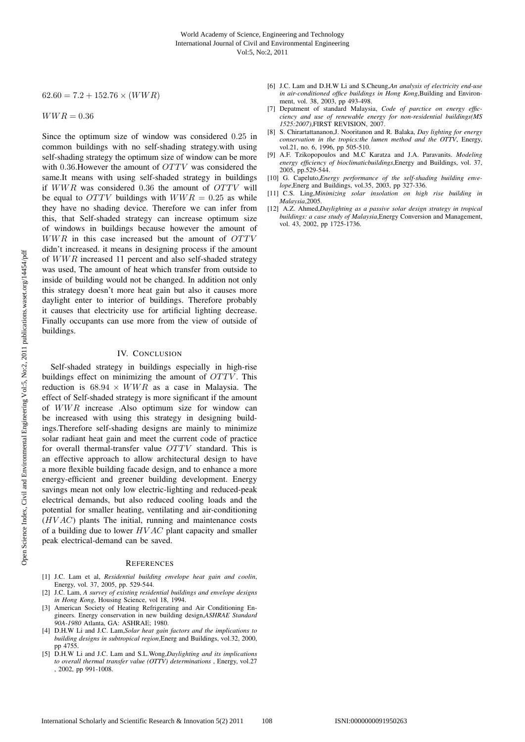$$62.60 = 7.2 + 152.76 \times (WWR)$$

$$WWR = 0.36$$

Since the optimum size of window was considered $0.25$ in common buildings with no self-shading strategy.with using self-shading strategy the optimum size of window can be more with $0.36$.However the amount of $OTTV$ was considered the same.It means with using self-shaded strategy in buildings if $WWR$ was considered $0.36$ the amount of $OTTV$ will be equal to $OTTV$ buildings with $WWR = 0.25$ as while they have no shading device. Therefore we can infer from this, that Self-shaded strategy can increase optimum size of windows in buildings because however the amount of $WWR$ in this case increased but the amount of $OTTV$ didn't increased. it means in designing process if the amount of $WWR$ increased 11 percent and also self-shaded strategy was used, The amount of heat which transfer from outside to inside of building would not be changed. In addition not only this strategy doesn't more heat gain but also it causes more daylight enter to interior of buildings. Therefore probably it causes that electricity use for artificial lighting decrease. Finally occupants can use more from the view of outside of buildings.

## IV. Conclusion

Self-shaded strategy in buildings especially in high-rise buildings effect on minimizing the amount of $OTTV$. This reduction is $68.94 \times WWR$ as a case in Malaysia. The effect of Self-shaded strategy is more significant if the amount of $WWR$ increase .Also optimum size for window can be increased with using this strategy in designing buildings.Therefore self-shading designs are mainly to minimize solar radiant heat gain and meet the current code of practice for overall thermal-transfer value $OTTV$ standard. This is an effective approach to allow architectural design to have a more flexible building facade design, and to enhance a more energy-efficient and greener building development. Energy savings mean not only low electric-lighting and reduced-peak electrical demands, but also reduced cooling loads and the potential for smaller heating, ventilating and air-conditioning ($HVAC$) plants The initial, running and maintenance costs of a building due to lower $HVAC$ plant capacity and smaller peak electrical-demand can be saved.

## References

[1] J.C. Lam et al, *Residential building envelope heat gain and coolin*, Energy, vol. 37, 2005, pp. 529-544.

[2] J.C. Lam, *A survey of existing residential buildings and envelope designs in Hong Kong*, Housing Science, vol 18, 1994.

[3] American Society of Heating Refrigerating and Air Conditioning Engineers. Energy conservation in new building design,*ASHRAE Standard 90A-1980* Atlanta, GA: ASHRAE; 1980.

[4] D.H.W Li and J.C. Lam,*Solar heat gain factors and the implications to building designs in subtropical region*,Energ and Buildings, vol.32, 2000, pp 4755.

[5] D.H.W Li and J.C. Lam and S.L.Wong,*Daylighting and its implications to overall thermal transfer value (OTTV) determinations* , Energy, vol.27 , 2002, pp 991-1008.

[6] J.C. Lam and D.H.W Li and S.Cheung,*An analysis of electricity end-use in air-conditioned office buildings in Hong Kong*,Building and Environment, vol. 38, 2003, pp 493-498.

[7] Depatment of standard Malaysia, *Code of parctice on energy efficciency and use of renewable energy for non-residential buildings(MS 1525:2007)*,FIRST REVISION, 2007.

[8] S. Chirartattananon,J. Nooritanon and R. Balaka, *Day lighting for energy conservation in the tropics:the lumen method and the OTTV*, Energy, vol.21, no. 6, 1996, pp 505-510.

[9] A.F. Tzikopopoulos and M.C Karatza and J.A. Paravanits. *Modeling energy efficiency of bioclimaticbuildings*,Energy and Buildings, vol. 37, 2005, pp.529-544.

[10] G. Capeluto,*Energy performance of the self-shading building envelope*,Energ and Buildings, vol.35, 2003, pp 327-336.

[11] C.S. Ling,*Minimizing solar insolation on high rise building in Malaysia*,2005.

[12] A.Z. Ahmed,*Daylighting as a passive solar design strategy in tropical buildings: a case study of Malaysia*,Energy Conversion and Management, vol. 43, 2002, pp 1725-1736.